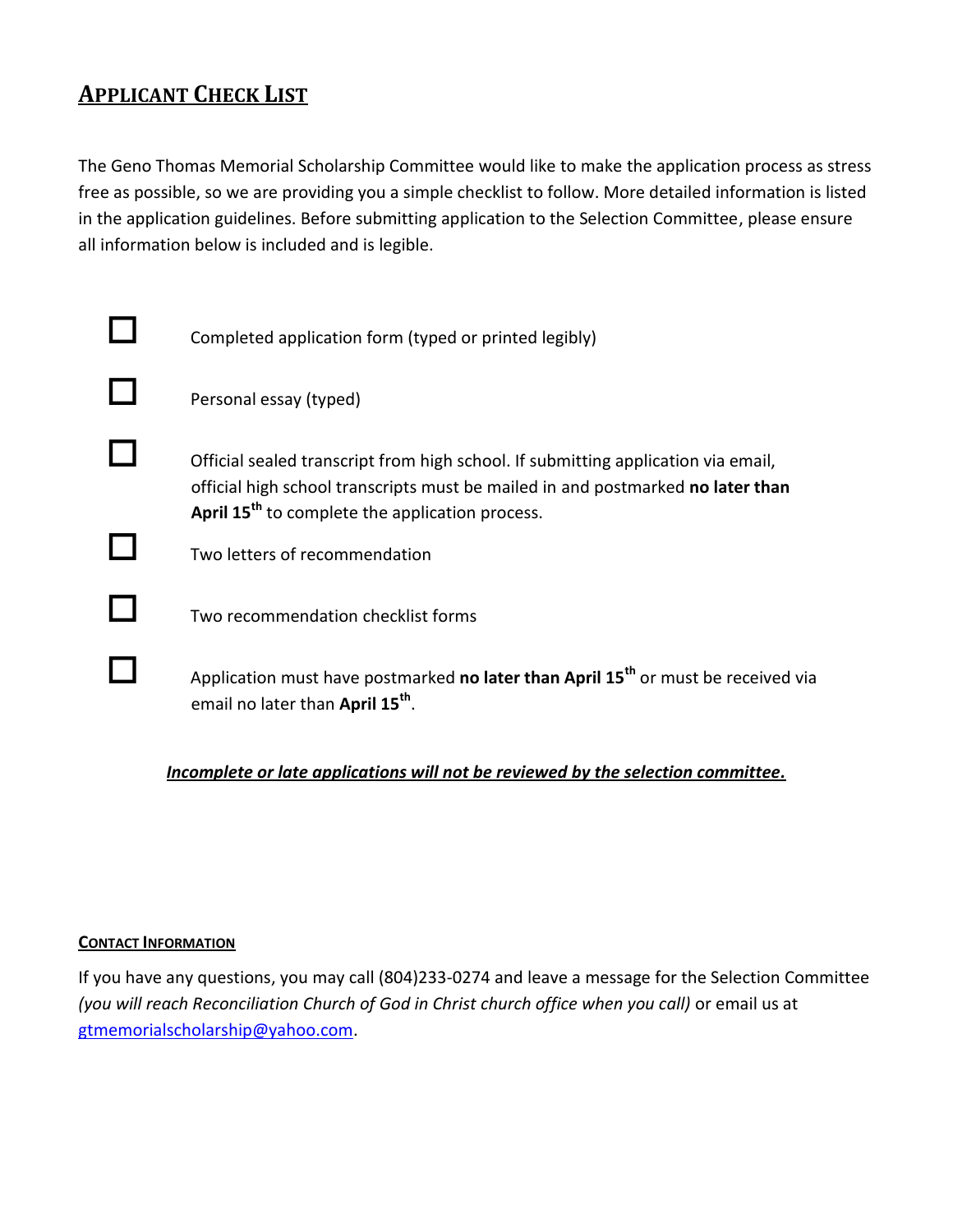## APPLICANT CHECK LIST

The Geno Thomas Memorial Scholarship Committee would like to make the application process as stress free as possible, so we are providing you a simple checklist to follow. More detailed information is listed in the application guidelines. Before submitting application to the Selection Committee, please ensure all information below is included and is legible.

- ☐ Completed application form (typed or printed legibly)
- ☐ Personal essay (typed)
- ☐ Official sealed transcript from high school. If submitting application via email, official high school transcripts must be mailed in and postmarked **no later than April 15th** to complete the application process.
- ☐ Two letters of recommendation
- ☐ Two recommendation checklist forms
- ☐ Application must have postmarked **no later than April 15th** or must be received via email no later than **April 15th**.

***Incomplete or late applications will not be reviewed by the selection committee.***

#### CONTACT INFORMATION

If you have any questions, you may call (804)233-0274 and leave a message for the Selection Committee *(you will reach Reconciliation Church of God in Christ church office when you call)* or email us at gtmemorialscholarship@yahoo.com.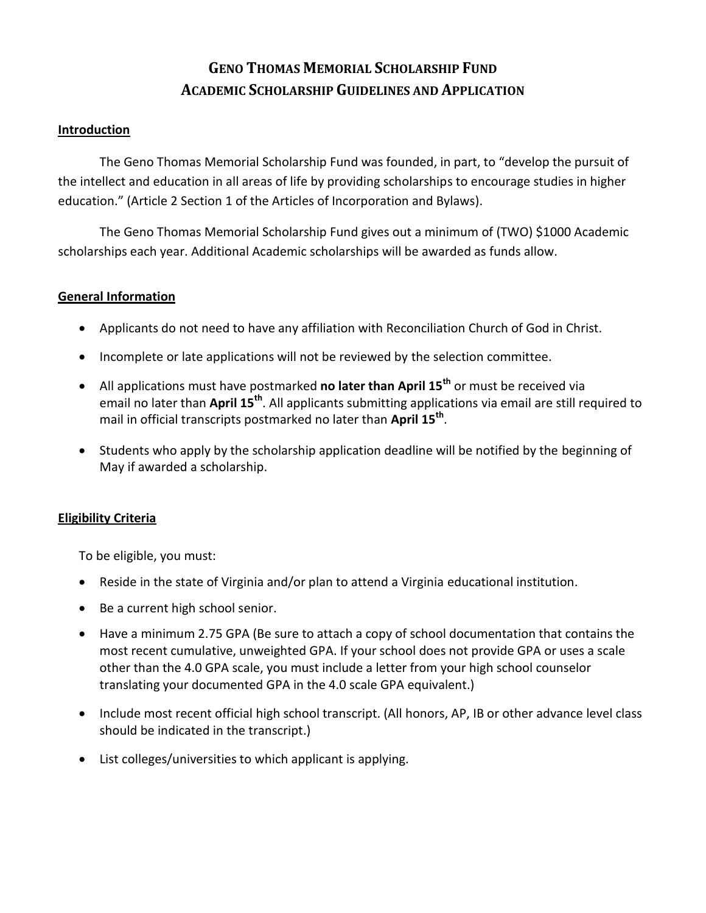# GENO THOMAS MEMORIAL SCHOLARSHIP FUND
# ACADEMIC SCHOLARSHIP GUIDELINES AND APPLICATION

## Introduction

The Geno Thomas Memorial Scholarship Fund was founded, in part, to "develop the pursuit of the intellect and education in all areas of life by providing scholarships to encourage studies in higher education." (Article 2 Section 1 of the Articles of Incorporation and Bylaws).

The Geno Thomas Memorial Scholarship Fund gives out a minimum of (TWO) $1000 Academic scholarships each year. Additional Academic scholarships will be awarded as funds allow.

## General Information

- Applicants do not need to have any affiliation with Reconciliation Church of God in Christ.
- Incomplete or late applications will not be reviewed by the selection committee.
- All applications must have postmarked **no later than April 15th** or must be received via email no later than **April 15th**. All applicants submitting applications via email are still required to mail in official transcripts postmarked no later than **April 15th**.
- Students who apply by the scholarship application deadline will be notified by the beginning of May if awarded a scholarship.

## Eligibility Criteria

To be eligible, you must:

- Reside in the state of Virginia and/or plan to attend a Virginia educational institution.
- Be a current high school senior.
- Have a minimum 2.75 GPA (Be sure to attach a copy of school documentation that contains the most recent cumulative, unweighted GPA. If your school does not provide GPA or uses a scale other than the 4.0 GPA scale, you must include a letter from your high school counselor translating your documented GPA in the 4.0 scale GPA equivalent.)
- Include most recent official high school transcript. (All honors, AP, IB or other advance level class should be indicated in the transcript.)
- List colleges/universities to which applicant is applying.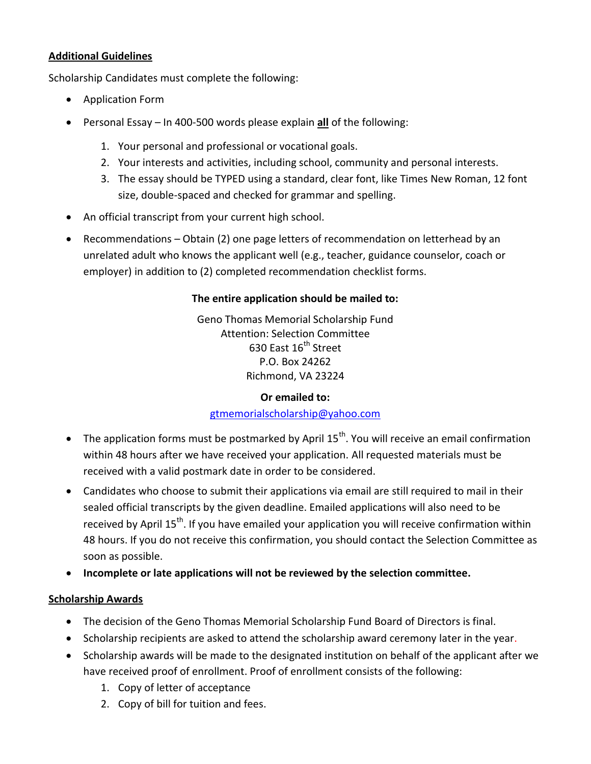## Additional Guidelines

Scholarship Candidates must complete the following:

- Application Form
- Personal Essay – In 400-500 words please explain **all** of the following:
    1. Your personal and professional or vocational goals.
    2. Your interests and activities, including school, community and personal interests.
    3. The essay should be TYPED using a standard, clear font, like Times New Roman, 12 font size, double-spaced and checked for grammar and spelling.
- An official transcript from your current high school.
- Recommendations – Obtain (2) one page letters of recommendation on letterhead by an unrelated adult who knows the applicant well (e.g., teacher, guidance counselor, coach or employer) in addition to (2) completed recommendation checklist forms.

**The entire application should be mailed to:**

Geno Thomas Memorial Scholarship Fund
Attention: Selection Committee
630 East 16th Street
P.O. Box 24262
Richmond, VA 23224

**Or emailed to:**

gtmemorialscholarship@yahoo.com

- The application forms must be postmarked by April 15th. You will receive an email confirmation within 48 hours after we have received your application. All requested materials must be received with a valid postmark date in order to be considered.
- Candidates who choose to submit their applications via email are still required to mail in their sealed official transcripts by the given deadline. Emailed applications will also need to be received by April 15th. If you have emailed your application you will receive confirmation within 48 hours. If you do not receive this confirmation, you should contact the Selection Committee as soon as possible.
- **Incomplete or late applications will not be reviewed by the selection committee.**

## Scholarship Awards

- The decision of the Geno Thomas Memorial Scholarship Fund Board of Directors is final.
- Scholarship recipients are asked to attend the scholarship award ceremony later in the year.
- Scholarship awards will be made to the designated institution on behalf of the applicant after we have received proof of enrollment. Proof of enrollment consists of the following:
    1. Copy of letter of acceptance
    2. Copy of bill for tuition and fees.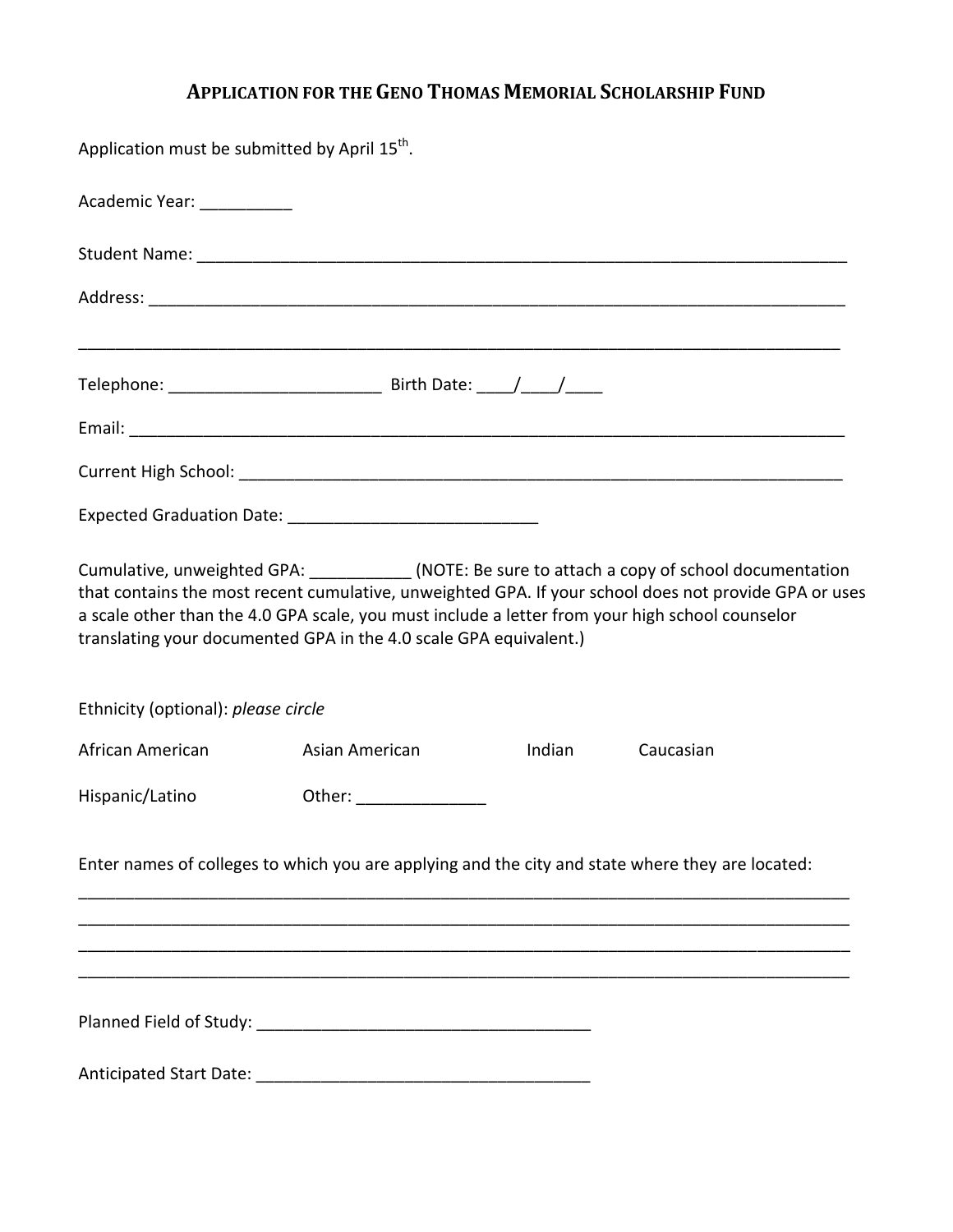# APPLICATION FOR THE GENO THOMAS MEMORIAL SCHOLARSHIP FUND

Application must be submitted by April 15th.

Academic Year: __________

Student Name: ___________________________________________________________________________

Address: ________________________________________________________________________________

_________________________________________________________________________________________

Telephone: _______________________ Birth Date: ____/____/____

Email: __________________________________________________________________________________

Current High School: _____________________________________________________________________

Expected Graduation Date: ___________________________

Cumulative, unweighted GPA: ___________ (NOTE: Be sure to attach a copy of school documentation that contains the most recent cumulative, unweighted GPA. If your school does not provide GPA or uses a scale other than the 4.0 GPA scale, you must include a letter from your high school counselor translating your documented GPA in the 4.0 scale GPA equivalent.)

Ethnicity (optional): *please circle*

African American    Asian American    Indian    Caucasian

Hispanic/Latino    Other: ______________

Enter names of colleges to which you are applying and the city and state where they are located:

_________________________________________________________________________________________

_________________________________________________________________________________________

_________________________________________________________________________________________

_________________________________________________________________________________________

Planned Field of Study: ____________________________________

Anticipated Start Date: ____________________________________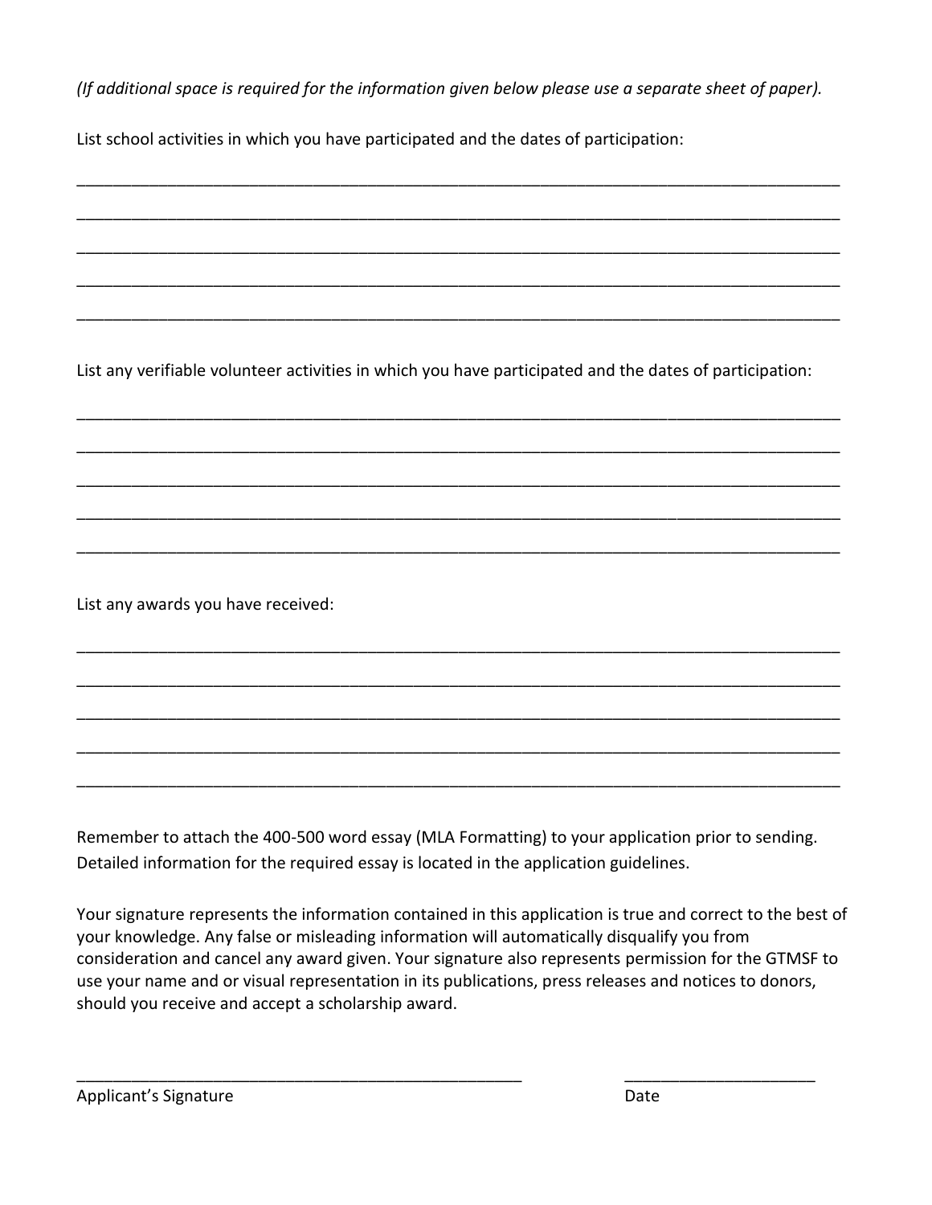*(If additional space is required for the information given below please use a separate sheet of paper).*

List school activities in which you have participated and the dates of participation:

_______________________________________________________________________________

_______________________________________________________________________________

_______________________________________________________________________________

_______________________________________________________________________________

_______________________________________________________________________________

List any verifiable volunteer activities in which you have participated and the dates of participation:

_______________________________________________________________________________

_______________________________________________________________________________

_______________________________________________________________________________

_______________________________________________________________________________

_______________________________________________________________________________

List any awards you have received:

_______________________________________________________________________________

_______________________________________________________________________________

_______________________________________________________________________________

_______________________________________________________________________________

_______________________________________________________________________________

Remember to attach the 400-500 word essay (MLA Formatting) to your application prior to sending. Detailed information for the required essay is located in the application guidelines.

Your signature represents the information contained in this application is true and correct to the best of your knowledge. Any false or misleading information will automatically disqualify you from consideration and cancel any award given. Your signature also represents permission for the GTMSF to use your name and or visual representation in its publications, press releases and notices to donors, should you receive and accept a scholarship award.

_______________________________________________ ____________________

Applicant's Signature Date